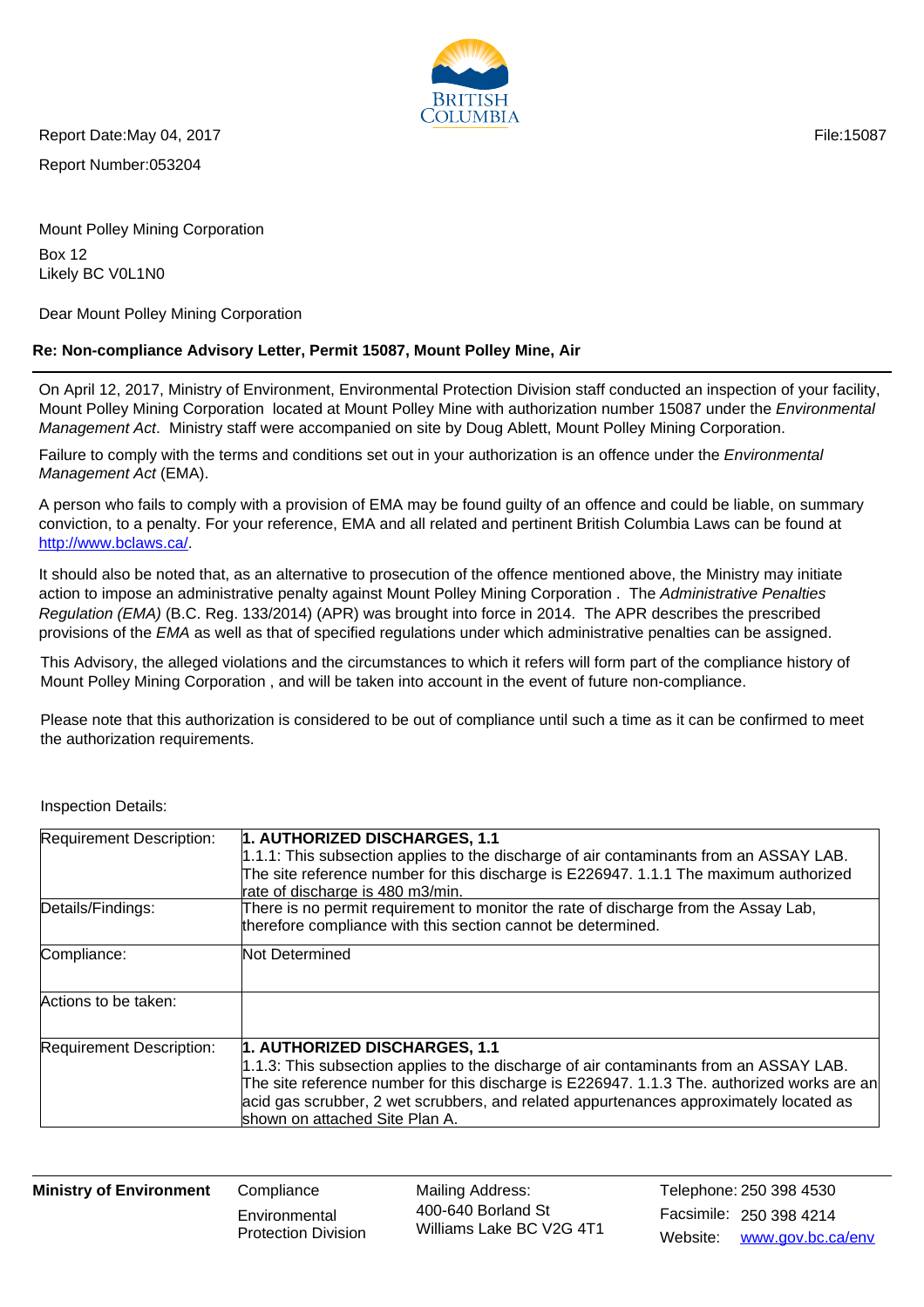Report Date:May 04, 2017

File:15087

Report Number:053204

Mount Polley Mining Corporation

Box 12
Likely BC V0L1N0

Dear Mount Polley Mining Corporation

**Re: Non-compliance Advisory Letter, Permit 15087, Mount Polley Mine, Air**

On April 12, 2017, Ministry of Environment, Environmental Protection Division staff conducted an inspection of your facility, Mount Polley Mining Corporation located at Mount Polley Mine with authorization number 15087 under the *Environmental Management Act*. Ministry staff were accompanied on site by Doug Ablett, Mount Polley Mining Corporation.

Failure to comply with the terms and conditions set out in your authorization is an offence under the *Environmental Management Act* (EMA).

A person who fails to comply with a provision of EMA may be found guilty of an offence and could be liable, on summary conviction, to a penalty. For your reference, EMA and all related and pertinent British Columbia Laws can be found at http://www.bclaws.ca/.

It should also be noted that, as an alternative to prosecution of the offence mentioned above, the Ministry may initiate action to impose an administrative penalty against Mount Polley Mining Corporation . The *Administrative Penalties Regulation (EMA)* (B.C. Reg. 133/2014) (APR) was brought into force in 2014. The APR describes the prescribed provisions of the *EMA* as well as that of specified regulations under which administrative penalties can be assigned.

This Advisory, the alleged violations and the circumstances to which it refers will form part of the compliance history of Mount Polley Mining Corporation , and will be taken into account in the event of future non-compliance.

Please note that this authorization is considered to be out of compliance until such a time as it can be confirmed to meet the authorization requirements.

Inspection Details:

| | |
|---|---|
| Requirement Description: | **1. AUTHORIZED DISCHARGES, 1.1**<br>1.1.1: This subsection applies to the discharge of air contaminants from an ASSAY LAB. The site reference number for this discharge is E226947. 1.1.1 The maximum authorized rate of discharge is 480 m3/min. |
| Details/Findings: | There is no permit requirement to monitor the rate of discharge from the Assay Lab, therefore compliance with this section cannot be determined. |
| Compliance: | Not Determined |
| Actions to be taken: | |
| Requirement Description: | **1. AUTHORIZED DISCHARGES, 1.1**<br>1.1.3: This subsection applies to the discharge of air contaminants from an ASSAY LAB. The site reference number for this discharge is E226947. 1.1.3 The. authorized works are an acid gas scrubber, 2 wet scrubbers, and related appurtenances approximately located as shown on attached Site Plan A. |

**Ministry of Environment** | Compliance Environmental Protection Division | Mailing Address: 400-640 Borland St Williams Lake BC V2G 4T1 | Telephone: 250 398 4530 Facsimile: 250 398 4214 Website: www.gov.bc.ca/env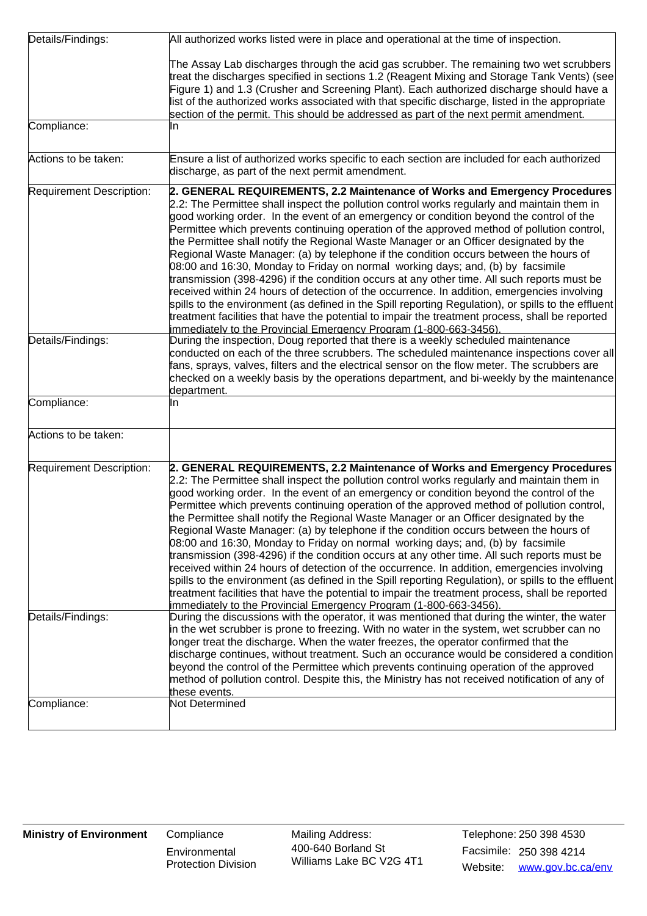| | |
|---|---|
| Details/Findings: | All authorized works listed were in place and operational at the time of inspection.<br><br>The Assay Lab discharges through the acid gas scrubber. The remaining two wet scrubbers treat the discharges specified in sections 1.2 (Reagent Mixing and Storage Tank Vents) (see Figure 1) and 1.3 (Crusher and Screening Plant). Each authorized discharge should have a list of the authorized works associated with that specific discharge, listed in the appropriate section of the permit. This should be addressed as part of the next permit amendment. |
| Compliance: | In |
| Actions to be taken: | Ensure a list of authorized works specific to each section are included for each authorized discharge, as part of the next permit amendment. |
| Requirement Description: | **2. GENERAL REQUIREMENTS, 2.2 Maintenance of Works and Emergency Procedures**<br>2.2: The Permittee shall inspect the pollution control works regularly and maintain them in good working order. In the event of an emergency or condition beyond the control of the Permittee which prevents continuing operation of the approved method of pollution control, the Permittee shall notify the Regional Waste Manager or an Officer designated by the Regional Waste Manager: (a) by telephone if the condition occurs between the hours of 08:00 and 16:30, Monday to Friday on normal working days; and, (b) by facsimile transmission (398-4296) if the condition occurs at any other time. All such reports must be received within 24 hours of detection of the occurrence. In addition, emergencies involving spills to the environment (as defined in the Spill reporting Regulation), or spills to the effluent treatment facilities that have the potential to impair the treatment process, shall be reported immediately to the Provincial Emergency Program (1-800-663-3456). |
| Details/Findings: | During the inspection, Doug reported that there is a weekly scheduled maintenance conducted on each of the three scrubbers. The scheduled maintenance inspections cover all fans, sprays, valves, filters and the electrical sensor on the flow meter. The scrubbers are checked on a weekly basis by the operations department, and bi-weekly by the maintenance department. |
| Compliance: | In |
| Actions to be taken: | |
| Requirement Description: | **2. GENERAL REQUIREMENTS, 2.2 Maintenance of Works and Emergency Procedures**<br>2.2: The Permittee shall inspect the pollution control works regularly and maintain them in good working order. In the event of an emergency or condition beyond the control of the Permittee which prevents continuing operation of the approved method of pollution control, the Permittee shall notify the Regional Waste Manager or an Officer designated by the Regional Waste Manager: (a) by telephone if the condition occurs between the hours of 08:00 and 16:30, Monday to Friday on normal working days; and, (b) by facsimile transmission (398-4296) if the condition occurs at any other time. All such reports must be received within 24 hours of detection of the occurrence. In addition, emergencies involving spills to the environment (as defined in the Spill reporting Regulation), or spills to the effluent treatment facilities that have the potential to impair the treatment process, shall be reported immediately to the Provincial Emergency Program (1-800-663-3456). |
| Details/Findings: | During the discussions with the operator, it was mentioned that during the winter, the water in the wet scrubber is prone to freezing. With no water in the system, wet scrubber can no longer treat the discharge. When the water freezes, the operator confirmed that the discharge continues, without treatment. Such an occurance would be considered a condition beyond the control of the Permittee which prevents continuing operation of the approved method of pollution control. Despite this, the Ministry has not received notification of any of these events. |
| Compliance: | Not Determined |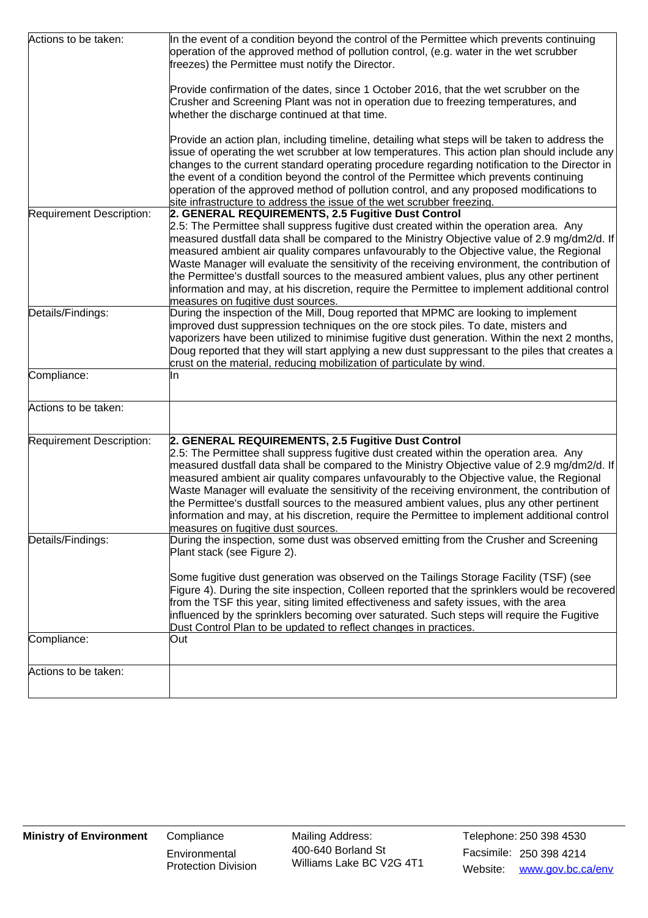| | |
|---|---|
| Actions to be taken: | In the event of a condition beyond the control of the Permittee which prevents continuing operation of the approved method of pollution control, (e.g. water in the wet scrubber freezes) the Permittee must notify the Director.<br><br>Provide confirmation of the dates, since 1 October 2016, that the wet scrubber on the Crusher and Screening Plant was not in operation due to freezing temperatures, and whether the discharge continued at that time.<br><br>Provide an action plan, including timeline, detailing what steps will be taken to address the issue of operating the wet scrubber at low temperatures. This action plan should include any changes to the current standard operating procedure regarding notification to the Director in the event of a condition beyond the control of the Permittee which prevents continuing operation of the approved method of pollution control, and any proposed modifications to site infrastructure to address the issue of the wet scrubber freezing. |
| Requirement Description: | **2. GENERAL REQUIREMENTS, 2.5 Fugitive Dust Control**<br>2.5: The Permittee shall suppress fugitive dust created within the operation area. Any measured dustfall data shall be compared to the Ministry Objective value of 2.9 mg/dm2/d. If measured ambient air quality compares unfavourably to the Objective value, the Regional Waste Manager will evaluate the sensitivity of the receiving environment, the contribution of the Permittee's dustfall sources to the measured ambient values, plus any other pertinent information and may, at his discretion, require the Permittee to implement additional control measures on fugitive dust sources. |
| Details/Findings: | During the inspection of the Mill, Doug reported that MPMC are looking to implement improved dust suppression techniques on the ore stock piles. To date, misters and vaporizers have been utilized to minimise fugitive dust generation. Within the next 2 months, Doug reported that they will start applying a new dust suppressant to the piles that creates a crust on the material, reducing mobilization of particulate by wind. |
| Compliance: | In |
| Actions to be taken: | |
| Requirement Description: | **2. GENERAL REQUIREMENTS, 2.5 Fugitive Dust Control**<br>2.5: The Permittee shall suppress fugitive dust created within the operation area. Any measured dustfall data shall be compared to the Ministry Objective value of 2.9 mg/dm2/d. If measured ambient air quality compares unfavourably to the Objective value, the Regional Waste Manager will evaluate the sensitivity of the receiving environment, the contribution of the Permittee's dustfall sources to the measured ambient values, plus any other pertinent information and may, at his discretion, require the Permittee to implement additional control measures on fugitive dust sources. |
| Details/Findings: | During the inspection, some dust was observed emitting from the Crusher and Screening Plant stack (see Figure 2).<br><br>Some fugitive dust generation was observed on the Tailings Storage Facility (TSF) (see Figure 4). During the site inspection, Colleen reported that the sprinklers would be recovered from the TSF this year, siting limited effectiveness and safety issues, with the area influenced by the sprinklers becoming over saturated. Such steps will require the Fugitive Dust Control Plan to be updated to reflect changes in practices. |
| Compliance: | Out |
| Actions to be taken: | |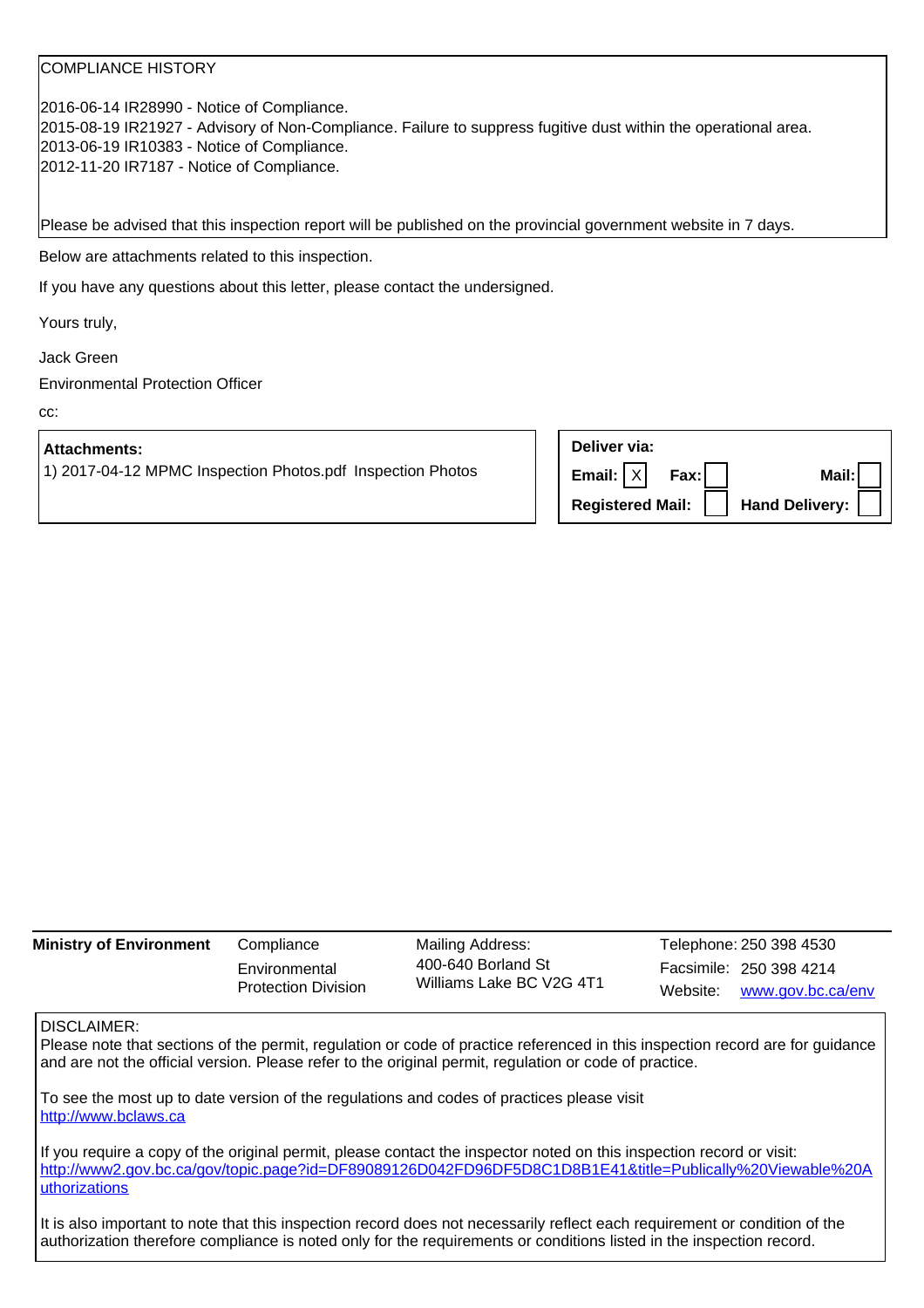COMPLIANCE HISTORY

2016-06-14 IR28990 - Notice of Compliance.
2015-08-19 IR21927 - Advisory of Non-Compliance. Failure to suppress fugitive dust within the operational area.
2013-06-19 IR10383 - Notice of Compliance.
2012-11-20 IR7187 - Notice of Compliance.

Please be advised that this inspection report will be published on the provincial government website in 7 days.

Below are attachments related to this inspection.

If you have any questions about this letter, please contact the undersigned.

Yours truly,

Jack Green

Environmental Protection Officer

cc:

**Attachments:**
1) 2017-04-12 MPMC Inspection Photos.pdf Inspection Photos

**Deliver via:**

| | | | |
|---|---|---|---|
| **Email:** | X | **Fax:** | |
| **Mail:** | | **Registered Mail:** | |
| **Hand Delivery:** | | | |

**Ministry of Environment** | Compliance | Environmental Protection Division

Mailing Address:
400-640 Borland St
Williams Lake BC V2G 4T1

Telephone: 250 398 4530
Facsimile: 250 398 4214
Website: www.gov.bc.ca/env

DISCLAIMER:
Please note that sections of the permit, regulation or code of practice referenced in this inspection record are for guidance and are not the official version. Please refer to the original permit, regulation or code of practice.

To see the most up to date version of the regulations and codes of practices please visit
http://www.bclaws.ca

If you require a copy of the original permit, please contact the inspector noted on this inspection record or visit:
http://www2.gov.bc.ca/gov/topic.page?id=DF89089126D042FD96DF5D8C1D8B1E41&title=Publically%20Viewable%20Authorizations

It is also important to note that this inspection record does not necessarily reflect each requirement or condition of the authorization therefore compliance is noted only for the requirements or conditions listed in the inspection record.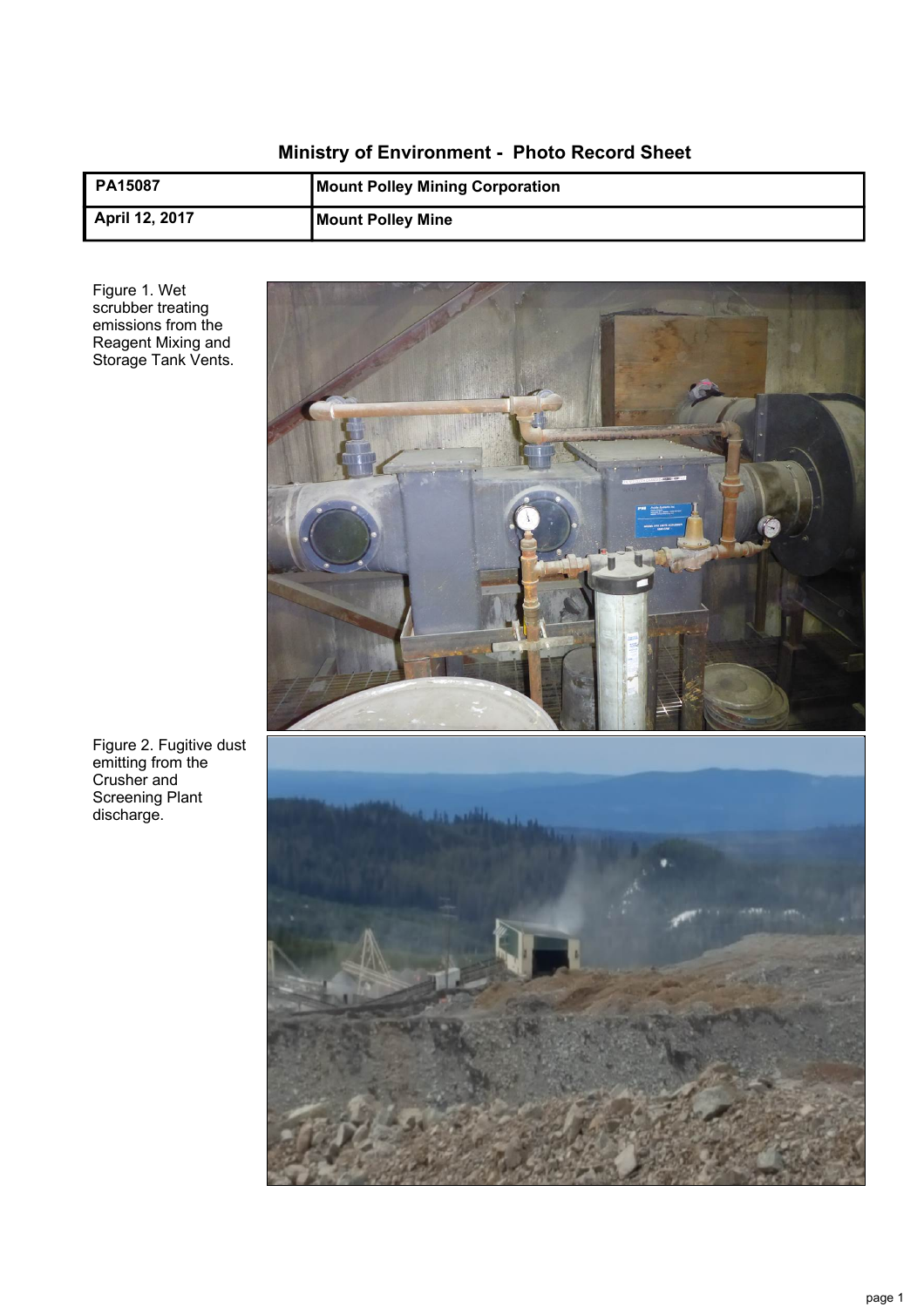# Ministry of Environment - Photo Record Sheet

| PA15087 | Mount Polley Mining Corporation |
| --- | --- |
| April 12, 2017 | Mount Polley Mine |

Figure 1. Wet scrubber treating emissions from the Reagent Mixing and Storage Tank Vents.

Figure 2. Fugitive dust emitting from the Crusher and Screening Plant discharge.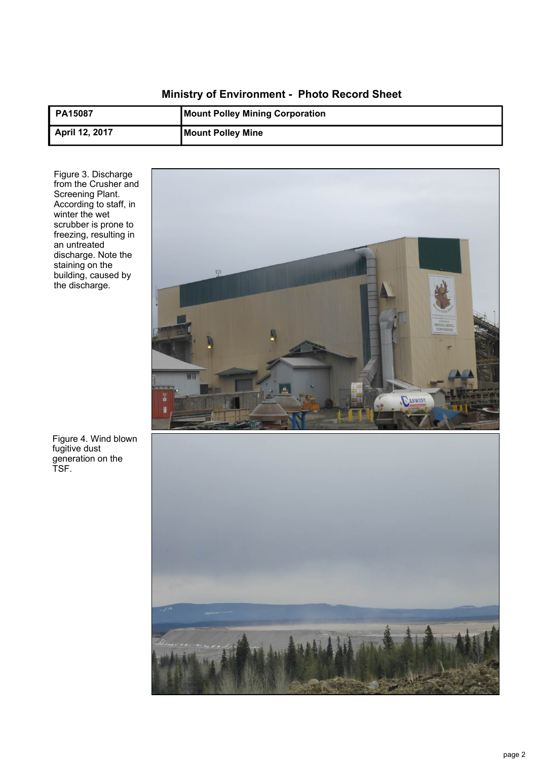# Ministry of Environment - Photo Record Sheet

| PA15087 | Mount Polley Mining Corporation |
|---|---|
| April 12, 2017 | Mount Polley Mine |

Figure 3. Discharge from the Crusher and Screening Plant. According to staff, in winter the wet scrubber is prone to freezing, resulting in an untreated discharge. Note the staining on the building, caused by the discharge.

Figure 4. Wind blown fugitive dust generation on the TSF.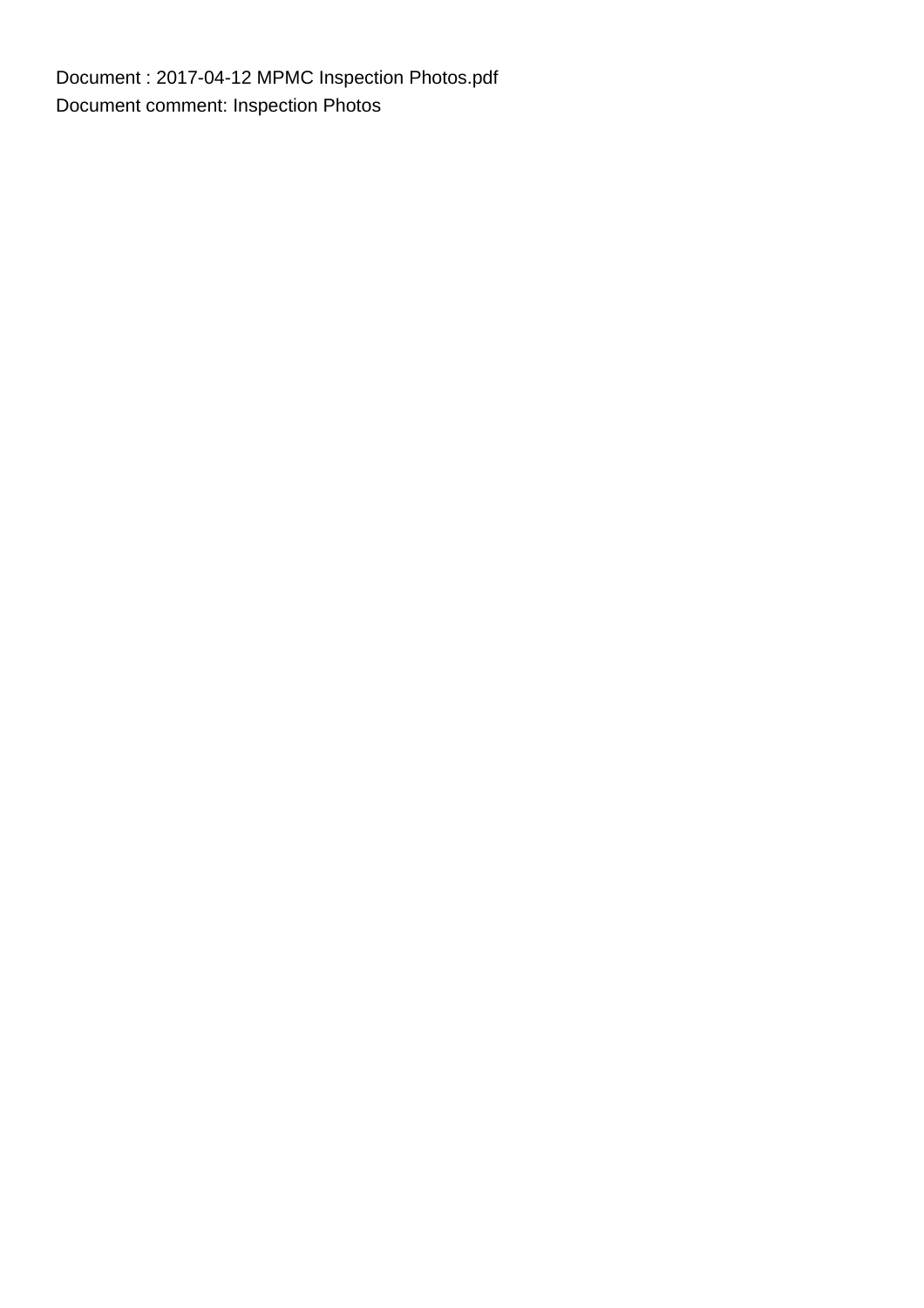Document : 2017-04-12 MPMC Inspection Photos.pdf

Document comment: Inspection Photos